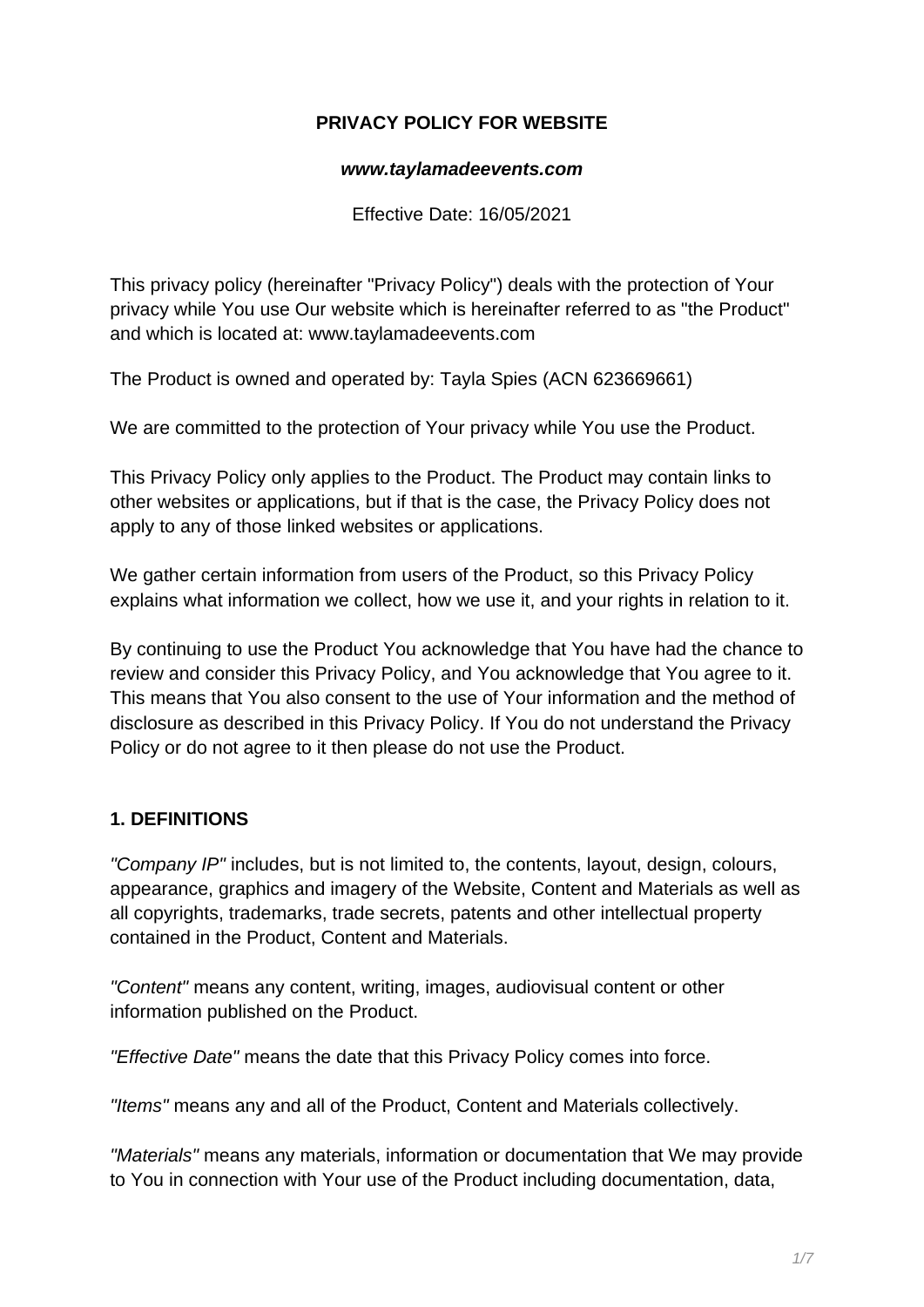# PRIVACY POLICY FOR WEBSITE

***www.taylamadeevents.com***

Effective Date: 16/05/2021

This privacy policy (hereinafter "Privacy Policy") deals with the protection of Your privacy while You use Our website which is hereinafter referred to as "the Product" and which is located at: www.taylamadeevents.com

The Product is owned and operated by: Tayla Spies (ACN 623669661)

We are committed to the protection of Your privacy while You use the Product.

This Privacy Policy only applies to the Product. The Product may contain links to other websites or applications, but if that is the case, the Privacy Policy does not apply to any of those linked websites or applications.

We gather certain information from users of the Product, so this Privacy Policy explains what information we collect, how we use it, and your rights in relation to it.

By continuing to use the Product You acknowledge that You have had the chance to review and consider this Privacy Policy, and You acknowledge that You agree to it. This means that You also consent to the use of Your information and the method of disclosure as described in this Privacy Policy. If You do not understand the Privacy Policy or do not agree to it then please do not use the Product.

## 1. DEFINITIONS

*"Company IP"* includes, but is not limited to, the contents, layout, design, colours, appearance, graphics and imagery of the Website, Content and Materials as well as all copyrights, trademarks, trade secrets, patents and other intellectual property contained in the Product, Content and Materials.

*"Content"* means any content, writing, images, audiovisual content or other information published on the Product.

*"Effective Date"* means the date that this Privacy Policy comes into force.

*"Items"* means any and all of the Product, Content and Materials collectively.

*"Materials"* means any materials, information or documentation that We may provide to You in connection with Your use of the Product including documentation, data,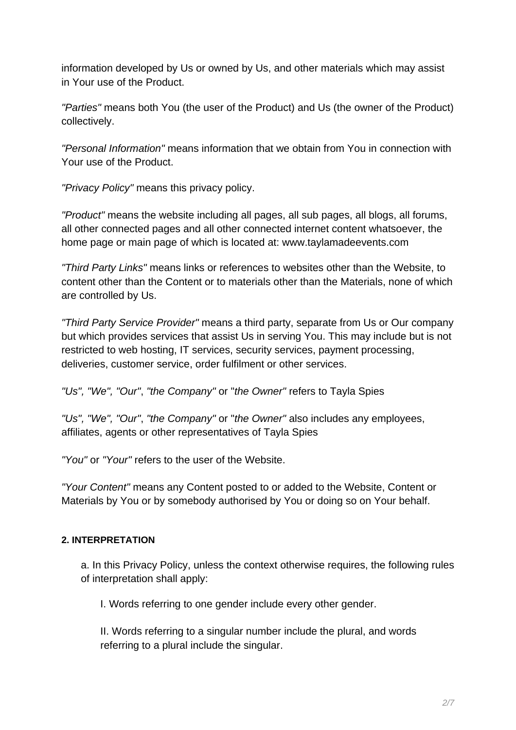information developed by Us or owned by Us, and other materials which may assist in Your use of the Product.

*"Parties"* means both You (the user of the Product) and Us (the owner of the Product) collectively.

*"Personal Information"* means information that we obtain from You in connection with Your use of the Product.

*"Privacy Policy"* means this privacy policy.

*"Product"* means the website including all pages, all sub pages, all blogs, all forums, all other connected pages and all other connected internet content whatsoever, the home page or main page of which is located at: www.taylamadeevents.com

*"Third Party Links"* means links or references to websites other than the Website, to content other than the Content or to materials other than the Materials, none of which are controlled by Us.

*"Third Party Service Provider"* means a third party, separate from Us or Our company but which provides services that assist Us in serving You. This may include but is not restricted to web hosting, IT services, security services, payment processing, deliveries, customer service, order fulfilment or other services.

*"Us", "We", "Our"*, *"the Company"* or "*the Owner"* refers to Tayla Spies

*"Us", "We", "Our"*, *"the Company"* or "*the Owner"* also includes any employees, affiliates, agents or other representatives of Tayla Spies

*"You"* or *"Your"* refers to the user of the Website.

*"Your Content"* means any Content posted to or added to the Website, Content or Materials by You or by somebody authorised by You or doing so on Your behalf.

#### 2. INTERPRETATION

a. In this Privacy Policy, unless the context otherwise requires, the following rules of interpretation shall apply:

I. Words referring to one gender include every other gender.

II. Words referring to a singular number include the plural, and words referring to a plural include the singular.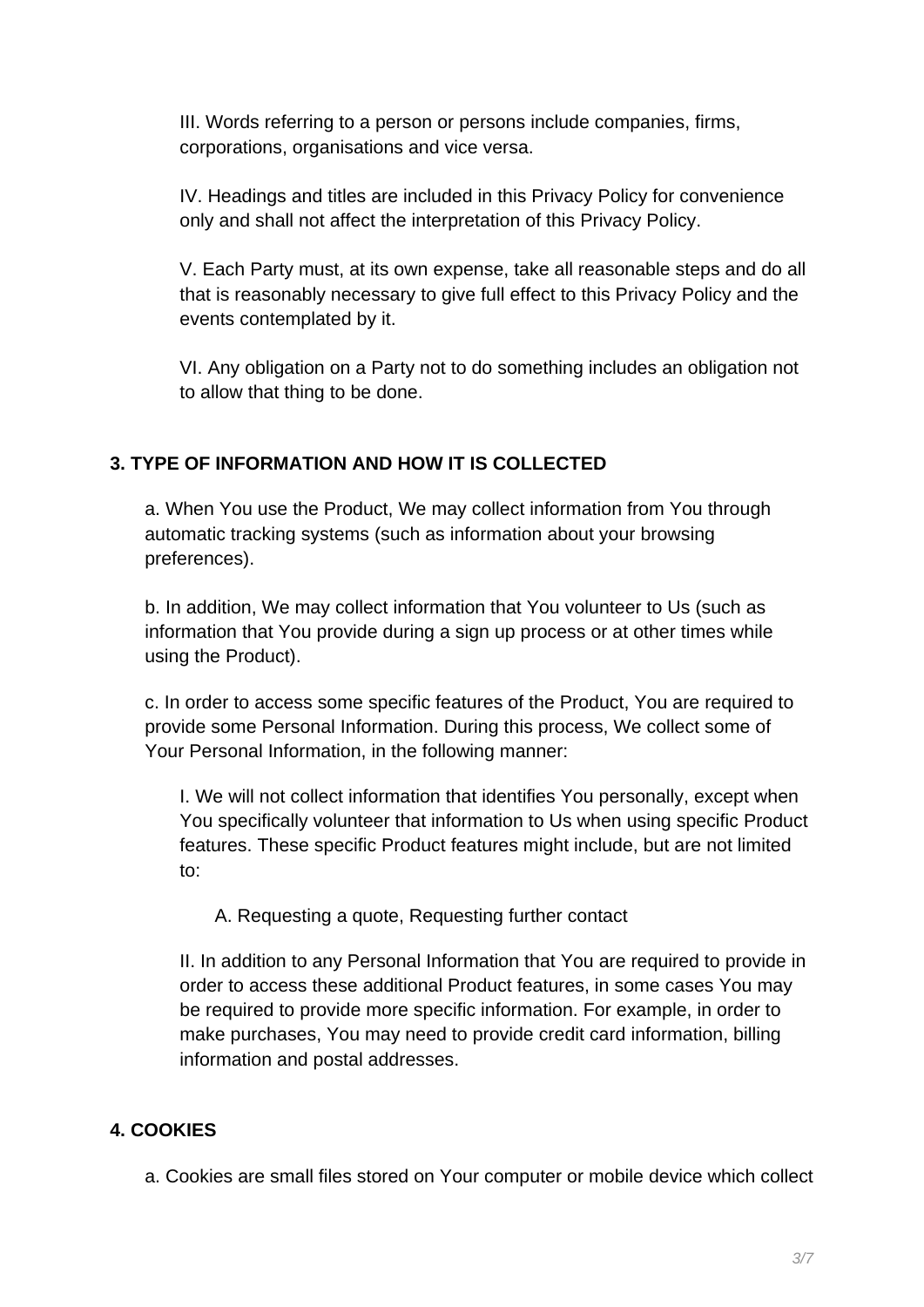III. Words referring to a person or persons include companies, firms, corporations, organisations and vice versa.

IV. Headings and titles are included in this Privacy Policy for convenience only and shall not affect the interpretation of this Privacy Policy.

V. Each Party must, at its own expense, take all reasonable steps and do all that is reasonably necessary to give full effect to this Privacy Policy and the events contemplated by it.

VI. Any obligation on a Party not to do something includes an obligation not to allow that thing to be done.

## 3. TYPE OF INFORMATION AND HOW IT IS COLLECTED

a. When You use the Product, We may collect information from You through automatic tracking systems (such as information about your browsing preferences).

b. In addition, We may collect information that You volunteer to Us (such as information that You provide during a sign up process or at other times while using the Product).

c. In order to access some specific features of the Product, You are required to provide some Personal Information. During this process, We collect some of Your Personal Information, in the following manner:

I. We will not collect information that identifies You personally, except when You specifically volunteer that information to Us when using specific Product features. These specific Product features might include, but are not limited to:

A. Requesting a quote, Requesting further contact

II. In addition to any Personal Information that You are required to provide in order to access these additional Product features, in some cases You may be required to provide more specific information. For example, in order to make purchases, You may need to provide credit card information, billing information and postal addresses.

## 4. COOKIES

a. Cookies are small files stored on Your computer or mobile device which collect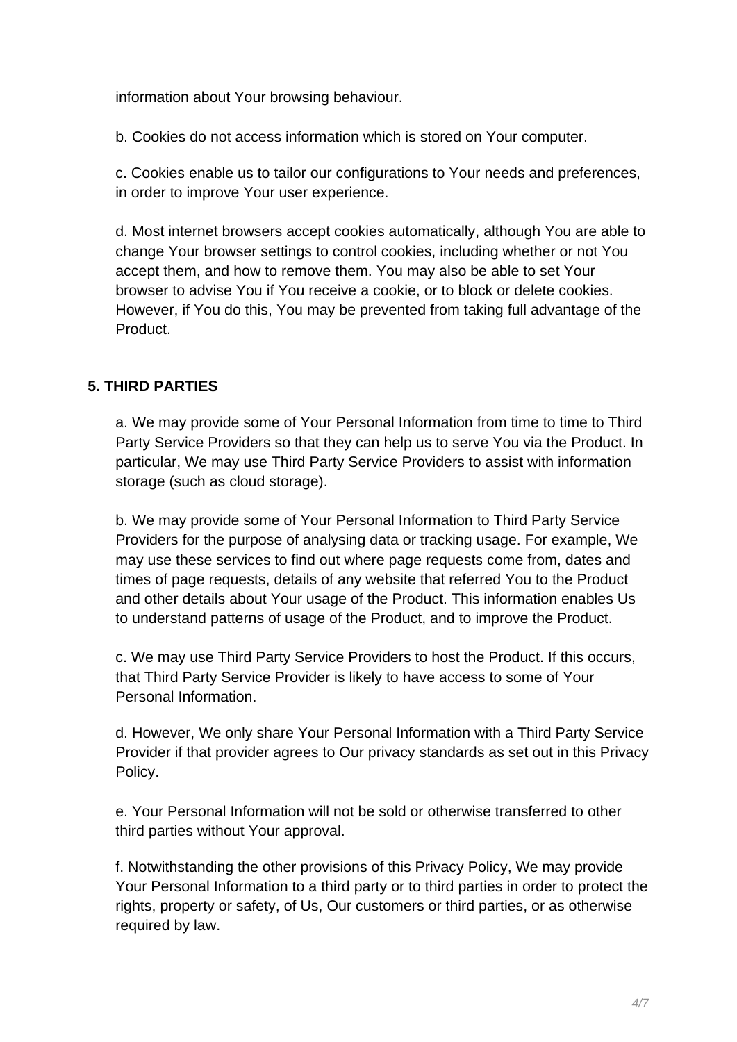information about Your browsing behaviour.

b. Cookies do not access information which is stored on Your computer.

c. Cookies enable us to tailor our configurations to Your needs and preferences, in order to improve Your user experience.

d. Most internet browsers accept cookies automatically, although You are able to change Your browser settings to control cookies, including whether or not You accept them, and how to remove them. You may also be able to set Your browser to advise You if You receive a cookie, or to block or delete cookies. However, if You do this, You may be prevented from taking full advantage of the Product.

## 5. THIRD PARTIES

a. We may provide some of Your Personal Information from time to time to Third Party Service Providers so that they can help us to serve You via the Product. In particular, We may use Third Party Service Providers to assist with information storage (such as cloud storage).

b. We may provide some of Your Personal Information to Third Party Service Providers for the purpose of analysing data or tracking usage. For example, We may use these services to find out where page requests come from, dates and times of page requests, details of any website that referred You to the Product and other details about Your usage of the Product. This information enables Us to understand patterns of usage of the Product, and to improve the Product.

c. We may use Third Party Service Providers to host the Product. If this occurs, that Third Party Service Provider is likely to have access to some of Your Personal Information.

d. However, We only share Your Personal Information with a Third Party Service Provider if that provider agrees to Our privacy standards as set out in this Privacy Policy.

e. Your Personal Information will not be sold or otherwise transferred to other third parties without Your approval.

f. Notwithstanding the other provisions of this Privacy Policy, We may provide Your Personal Information to a third party or to third parties in order to protect the rights, property or safety, of Us, Our customers or third parties, or as otherwise required by law.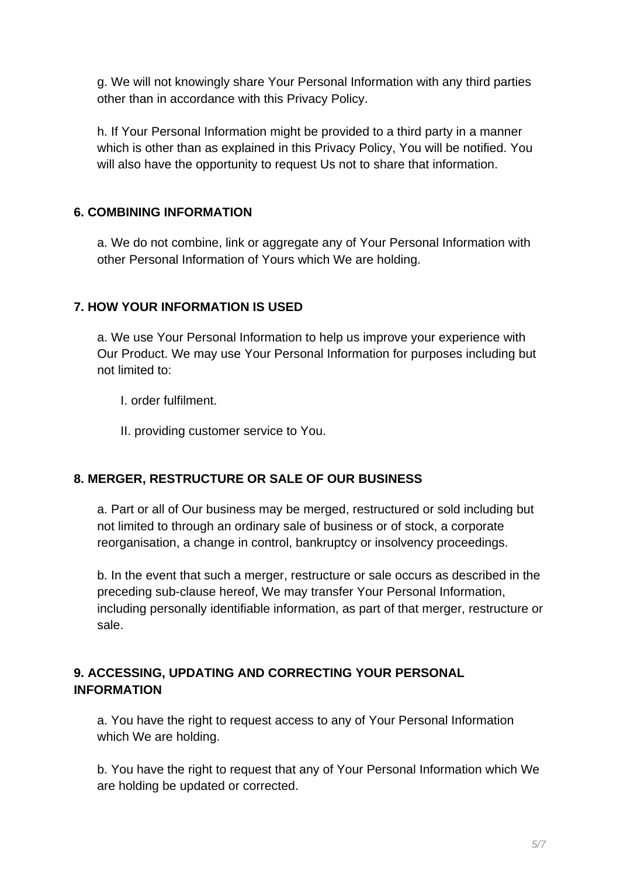g. We will not knowingly share Your Personal Information with any third parties other than in accordance with this Privacy Policy.

h. If Your Personal Information might be provided to a third party in a manner which is other than as explained in this Privacy Policy, You will be notified. You will also have the opportunity to request Us not to share that information.

## 6. COMBINING INFORMATION

a. We do not combine, link or aggregate any of Your Personal Information with other Personal Information of Yours which We are holding.

## 7. HOW YOUR INFORMATION IS USED

a. We use Your Personal Information to help us improve your experience with Our Product. We may use Your Personal Information for purposes including but not limited to:

I. order fulfilment.

II. providing customer service to You.

## 8. MERGER, RESTRUCTURE OR SALE OF OUR BUSINESS

a. Part or all of Our business may be merged, restructured or sold including but not limited to through an ordinary sale of business or of stock, a corporate reorganisation, a change in control, bankruptcy or insolvency proceedings.

b. In the event that such a merger, restructure or sale occurs as described in the preceding sub-clause hereof, We may transfer Your Personal Information, including personally identifiable information, as part of that merger, restructure or sale.

## 9. ACCESSING, UPDATING AND CORRECTING YOUR PERSONAL INFORMATION

a. You have the right to request access to any of Your Personal Information which We are holding.

b. You have the right to request that any of Your Personal Information which We are holding be updated or corrected.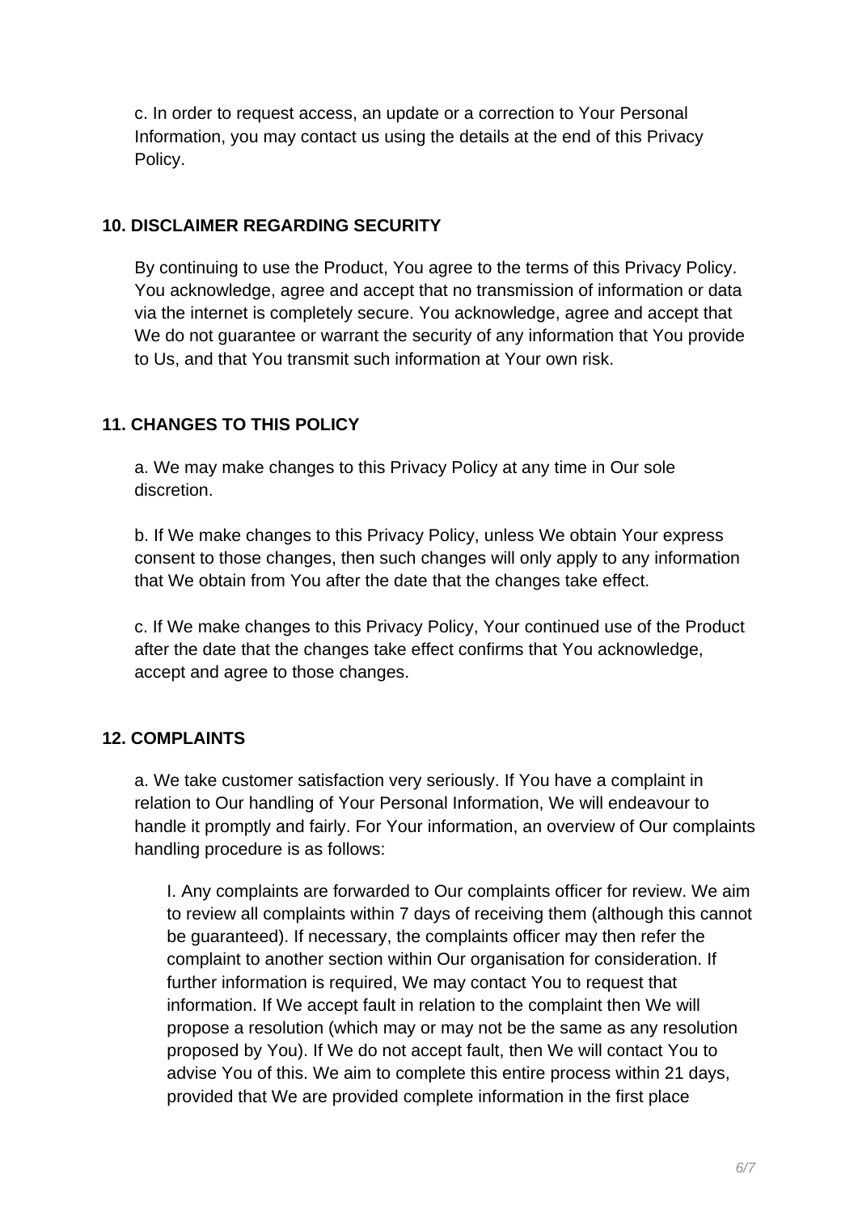c. In order to request access, an update or a correction to Your Personal Information, you may contact us using the details at the end of this Privacy Policy.

## 10. DISCLAIMER REGARDING SECURITY

By continuing to use the Product, You agree to the terms of this Privacy Policy. You acknowledge, agree and accept that no transmission of information or data via the internet is completely secure. You acknowledge, agree and accept that We do not guarantee or warrant the security of any information that You provide to Us, and that You transmit such information at Your own risk.

## 11. CHANGES TO THIS POLICY

a. We may make changes to this Privacy Policy at any time in Our sole discretion.

b. If We make changes to this Privacy Policy, unless We obtain Your express consent to those changes, then such changes will only apply to any information that We obtain from You after the date that the changes take effect.

c. If We make changes to this Privacy Policy, Your continued use of the Product after the date that the changes take effect confirms that You acknowledge, accept and agree to those changes.

## 12. COMPLAINTS

a. We take customer satisfaction very seriously. If You have a complaint in relation to Our handling of Your Personal Information, We will endeavour to handle it promptly and fairly. For Your information, an overview of Our complaints handling procedure is as follows:

I. Any complaints are forwarded to Our complaints officer for review. We aim to review all complaints within 7 days of receiving them (although this cannot be guaranteed). If necessary, the complaints officer may then refer the complaint to another section within Our organisation for consideration. If further information is required, We may contact You to request that information. If We accept fault in relation to the complaint then We will propose a resolution (which may or may not be the same as any resolution proposed by You). If We do not accept fault, then We will contact You to advise You of this. We aim to complete this entire process within 21 days, provided that We are provided complete information in the first place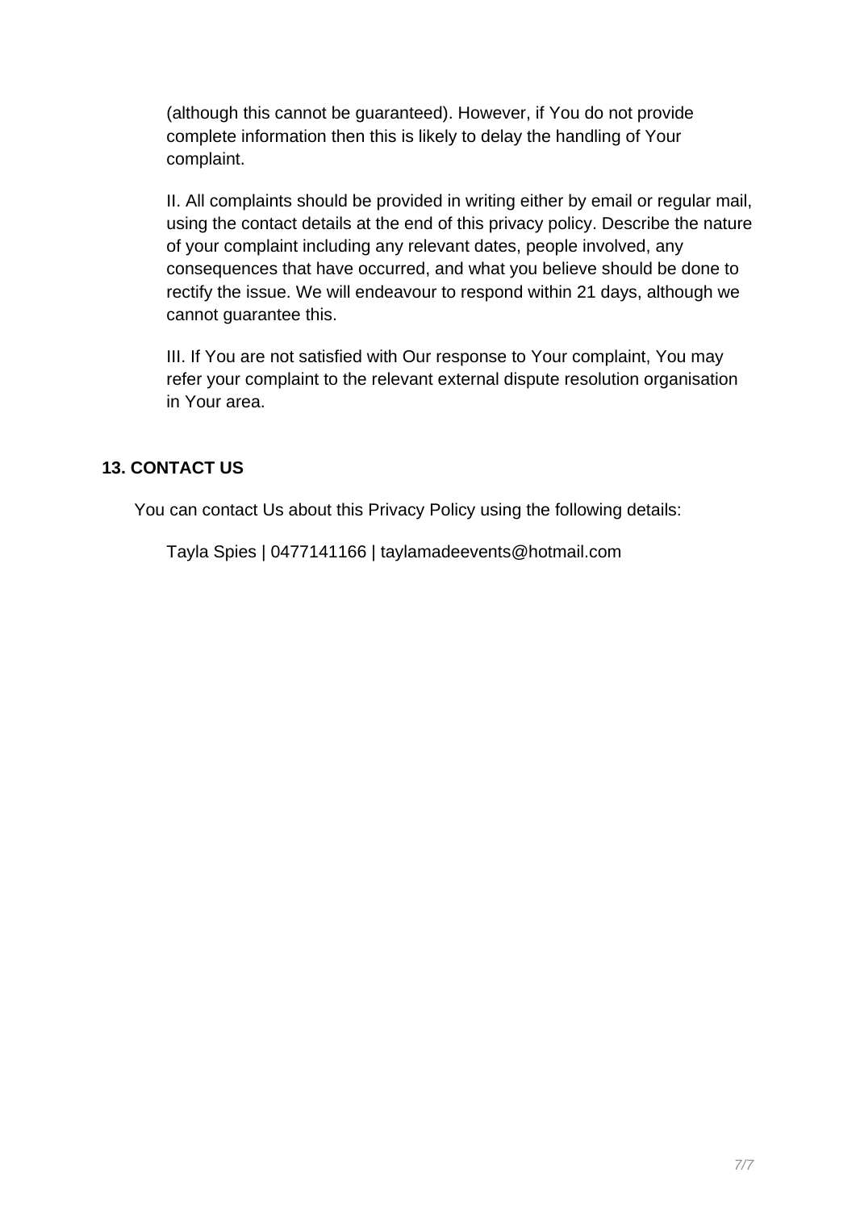(although this cannot be guaranteed). However, if You do not provide complete information then this is likely to delay the handling of Your complaint.

II. All complaints should be provided in writing either by email or regular mail, using the contact details at the end of this privacy policy. Describe the nature of your complaint including any relevant dates, people involved, any consequences that have occurred, and what you believe should be done to rectify the issue. We will endeavour to respond within 21 days, although we cannot guarantee this.

III. If You are not satisfied with Our response to Your complaint, You may refer your complaint to the relevant external dispute resolution organisation in Your area.

## 13. CONTACT US

You can contact Us about this Privacy Policy using the following details:

Tayla Spies | 0477141166 | taylamadeevents@hotmail.com